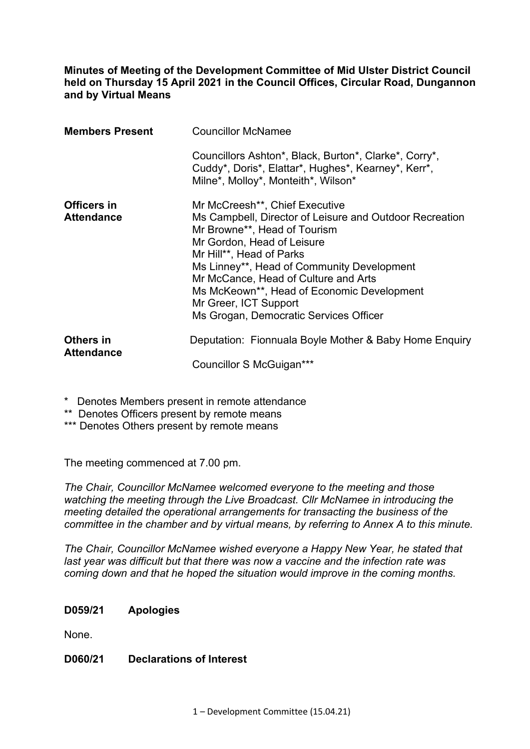**Minutes of Meeting of the Development Committee of Mid Ulster District Council held on Thursday 15 April 2021 in the Council Offices, Circular Road, Dungannon and by Virtual Means**

| | |
|---|---|
| **Members Present** | Councillor McNamee<br><br>Councillors Ashton*, Black, Burton*, Clarke*, Corry*, Cuddy*, Doris*, Elattar*, Hughes*, Kearney*, Kerr*, Milne*, Molloy*, Monteith*, Wilson* |
| **Officers in Attendance** | Mr McCreesh**, Chief Executive<br>Ms Campbell, Director of Leisure and Outdoor Recreation<br>Mr Browne**, Head of Tourism<br>Mr Gordon, Head of Leisure<br>Mr Hill**, Head of Parks<br>Ms Linney**, Head of Community Development<br>Mr McCance, Head of Culture and Arts<br>Ms McKeown**, Head of Economic Development<br>Mr Greer, ICT Support<br>Ms Grogan, Democratic Services Officer |
| **Others in Attendance** | Deputation: Fionnuala Boyle Mother & Baby Home Enquiry<br><br>Councillor S McGuigan*** |

\* Denotes Members present in remote attendance
** Denotes Officers present by remote means
*** Denotes Others present by remote means

The meeting commenced at 7.00 pm.

*The Chair, Councillor McNamee welcomed everyone to the meeting and those watching the meeting through the Live Broadcast. Cllr McNamee in introducing the meeting detailed the operational arrangements for transacting the business of the committee in the chamber and by virtual means, by referring to Annex A to this minute.*

*The Chair, Councillor McNamee wished everyone a Happy New Year, he stated that last year was difficult but that there was now a vaccine and the infection rate was coming down and that he hoped the situation would improve in the coming months.*

**D059/21 Apologies**

None.

**D060/21 Declarations of Interest**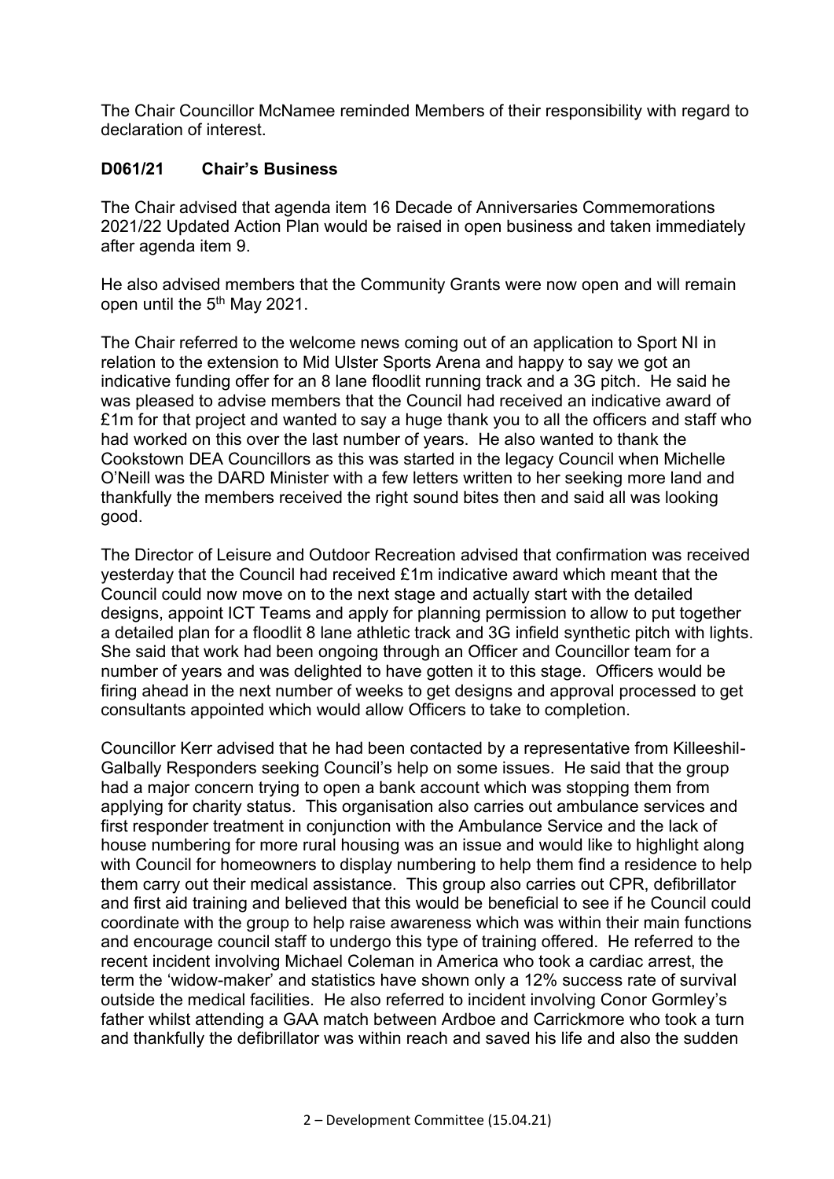The Chair Councillor McNamee reminded Members of their responsibility with regard to declaration of interest.

**D061/21 Chair's Business**

The Chair advised that agenda item 16 Decade of Anniversaries Commemorations 2021/22 Updated Action Plan would be raised in open business and taken immediately after agenda item 9.

He also advised members that the Community Grants were now open and will remain open until the 5th May 2021.

The Chair referred to the welcome news coming out of an application to Sport NI in relation to the extension to Mid Ulster Sports Arena and happy to say we got an indicative funding offer for an 8 lane floodlit running track and a 3G pitch. He said he was pleased to advise members that the Council had received an indicative award of £1m for that project and wanted to say a huge thank you to all the officers and staff who had worked on this over the last number of years. He also wanted to thank the Cookstown DEA Councillors as this was started in the legacy Council when Michelle O'Neill was the DARD Minister with a few letters written to her seeking more land and thankfully the members received the right sound bites then and said all was looking good.

The Director of Leisure and Outdoor Recreation advised that confirmation was received yesterday that the Council had received £1m indicative award which meant that the Council could now move on to the next stage and actually start with the detailed designs, appoint ICT Teams and apply for planning permission to allow to put together a detailed plan for a floodlit 8 lane athletic track and 3G infield synthetic pitch with lights. She said that work had been ongoing through an Officer and Councillor team for a number of years and was delighted to have gotten it to this stage. Officers would be firing ahead in the next number of weeks to get designs and approval processed to get consultants appointed which would allow Officers to take to completion.

Councillor Kerr advised that he had been contacted by a representative from Killeeshil-Galbally Responders seeking Council's help on some issues. He said that the group had a major concern trying to open a bank account which was stopping them from applying for charity status. This organisation also carries out ambulance services and first responder treatment in conjunction with the Ambulance Service and the lack of house numbering for more rural housing was an issue and would like to highlight along with Council for homeowners to display numbering to help them find a residence to help them carry out their medical assistance. This group also carries out CPR, defibrillator and first aid training and believed that this would be beneficial to see if he Council could coordinate with the group to help raise awareness which was within their main functions and encourage council staff to undergo this type of training offered. He referred to the recent incident involving Michael Coleman in America who took a cardiac arrest, the term the 'widow-maker' and statistics have shown only a 12% success rate of survival outside the medical facilities. He also referred to incident involving Conor Gormley's father whilst attending a GAA match between Ardboe and Carrickmore who took a turn and thankfully the defibrillator was within reach and saved his life and also the sudden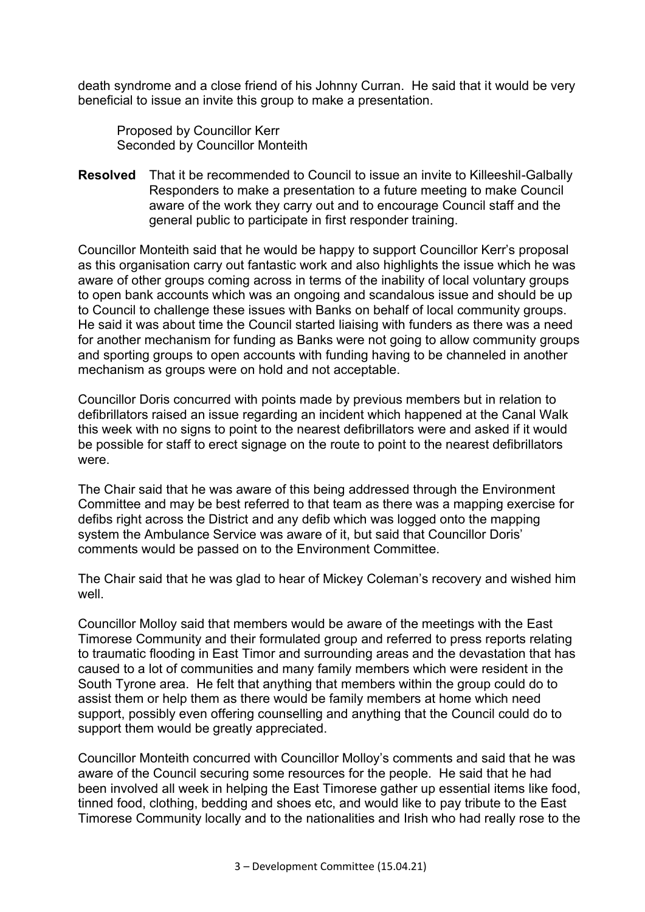death syndrome and a close friend of his Johnny Curran. He said that it would be very beneficial to issue an invite this group to make a presentation.

Proposed by Councillor Kerr
Seconded by Councillor Monteith

**Resolved** That it be recommended to Council to issue an invite to Killeeshil-Galbally Responders to make a presentation to a future meeting to make Council aware of the work they carry out and to encourage Council staff and the general public to participate in first responder training.

Councillor Monteith said that he would be happy to support Councillor Kerr's proposal as this organisation carry out fantastic work and also highlights the issue which he was aware of other groups coming across in terms of the inability of local voluntary groups to open bank accounts which was an ongoing and scandalous issue and should be up to Council to challenge these issues with Banks on behalf of local community groups. He said it was about time the Council started liaising with funders as there was a need for another mechanism for funding as Banks were not going to allow community groups and sporting groups to open accounts with funding having to be channeled in another mechanism as groups were on hold and not acceptable.

Councillor Doris concurred with points made by previous members but in relation to defibrillators raised an issue regarding an incident which happened at the Canal Walk this week with no signs to point to the nearest defibrillators were and asked if it would be possible for staff to erect signage on the route to point to the nearest defibrillators were.

The Chair said that he was aware of this being addressed through the Environment Committee and may be best referred to that team as there was a mapping exercise for defibs right across the District and any defib which was logged onto the mapping system the Ambulance Service was aware of it, but said that Councillor Doris' comments would be passed on to the Environment Committee.

The Chair said that he was glad to hear of Mickey Coleman's recovery and wished him well.

Councillor Molloy said that members would be aware of the meetings with the East Timorese Community and their formulated group and referred to press reports relating to traumatic flooding in East Timor and surrounding areas and the devastation that has caused to a lot of communities and many family members which were resident in the South Tyrone area. He felt that anything that members within the group could do to assist them or help them as there would be family members at home which need support, possibly even offering counselling and anything that the Council could do to support them would be greatly appreciated.

Councillor Monteith concurred with Councillor Molloy's comments and said that he was aware of the Council securing some resources for the people. He said that he had been involved all week in helping the East Timorese gather up essential items like food, tinned food, clothing, bedding and shoes etc, and would like to pay tribute to the East Timorese Community locally and to the nationalities and Irish who had really rose to the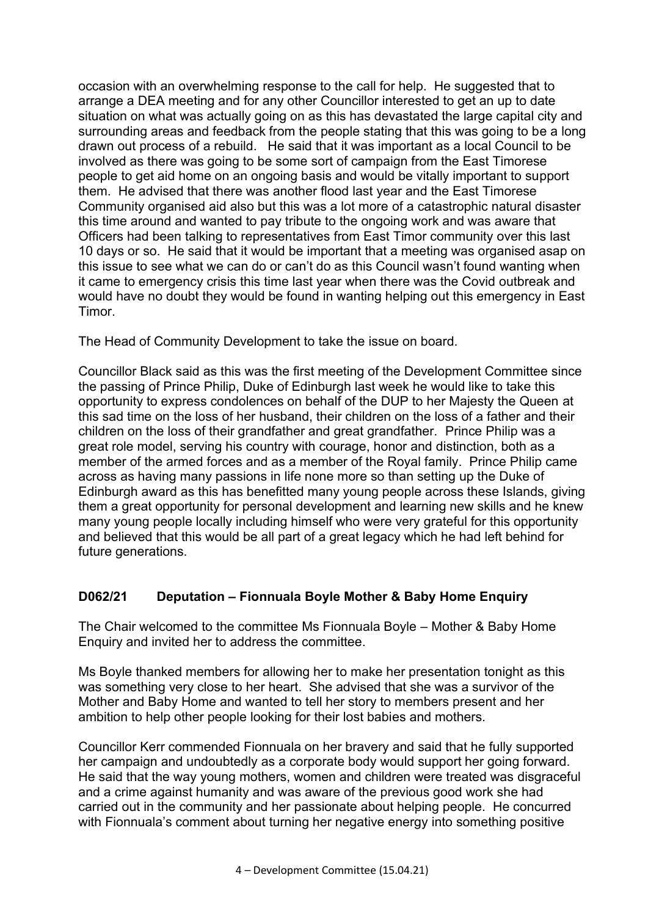occasion with an overwhelming response to the call for help. He suggested that to arrange a DEA meeting and for any other Councillor interested to get an up to date situation on what was actually going on as this has devastated the large capital city and surrounding areas and feedback from the people stating that this was going to be a long drawn out process of a rebuild. He said that it was important as a local Council to be involved as there was going to be some sort of campaign from the East Timorese people to get aid home on an ongoing basis and would be vitally important to support them. He advised that there was another flood last year and the East Timorese Community organised aid also but this was a lot more of a catastrophic natural disaster this time around and wanted to pay tribute to the ongoing work and was aware that Officers had been talking to representatives from East Timor community over this last 10 days or so. He said that it would be important that a meeting was organised asap on this issue to see what we can do or can't do as this Council wasn't found wanting when it came to emergency crisis this time last year when there was the Covid outbreak and would have no doubt they would be found in wanting helping out this emergency in East Timor.

The Head of Community Development to take the issue on board.

Councillor Black said as this was the first meeting of the Development Committee since the passing of Prince Philip, Duke of Edinburgh last week he would like to take this opportunity to express condolences on behalf of the DUP to her Majesty the Queen at this sad time on the loss of her husband, their children on the loss of a father and their children on the loss of their grandfather and great grandfather. Prince Philip was a great role model, serving his country with courage, honor and distinction, both as a member of the armed forces and as a member of the Royal family. Prince Philip came across as having many passions in life none more so than setting up the Duke of Edinburgh award as this has benefitted many young people across these Islands, giving them a great opportunity for personal development and learning new skills and he knew many young people locally including himself who were very grateful for this opportunity and believed that this would be all part of a great legacy which he had left behind for future generations.

## D062/21 Deputation – Fionnuala Boyle Mother & Baby Home Enquiry

The Chair welcomed to the committee Ms Fionnuala Boyle – Mother & Baby Home Enquiry and invited her to address the committee.

Ms Boyle thanked members for allowing her to make her presentation tonight as this was something very close to her heart. She advised that she was a survivor of the Mother and Baby Home and wanted to tell her story to members present and her ambition to help other people looking for their lost babies and mothers.

Councillor Kerr commended Fionnuala on her bravery and said that he fully supported her campaign and undoubtedly as a corporate body would support her going forward. He said that the way young mothers, women and children were treated was disgraceful and a crime against humanity and was aware of the previous good work she had carried out in the community and her passionate about helping people. He concurred with Fionnuala's comment about turning her negative energy into something positive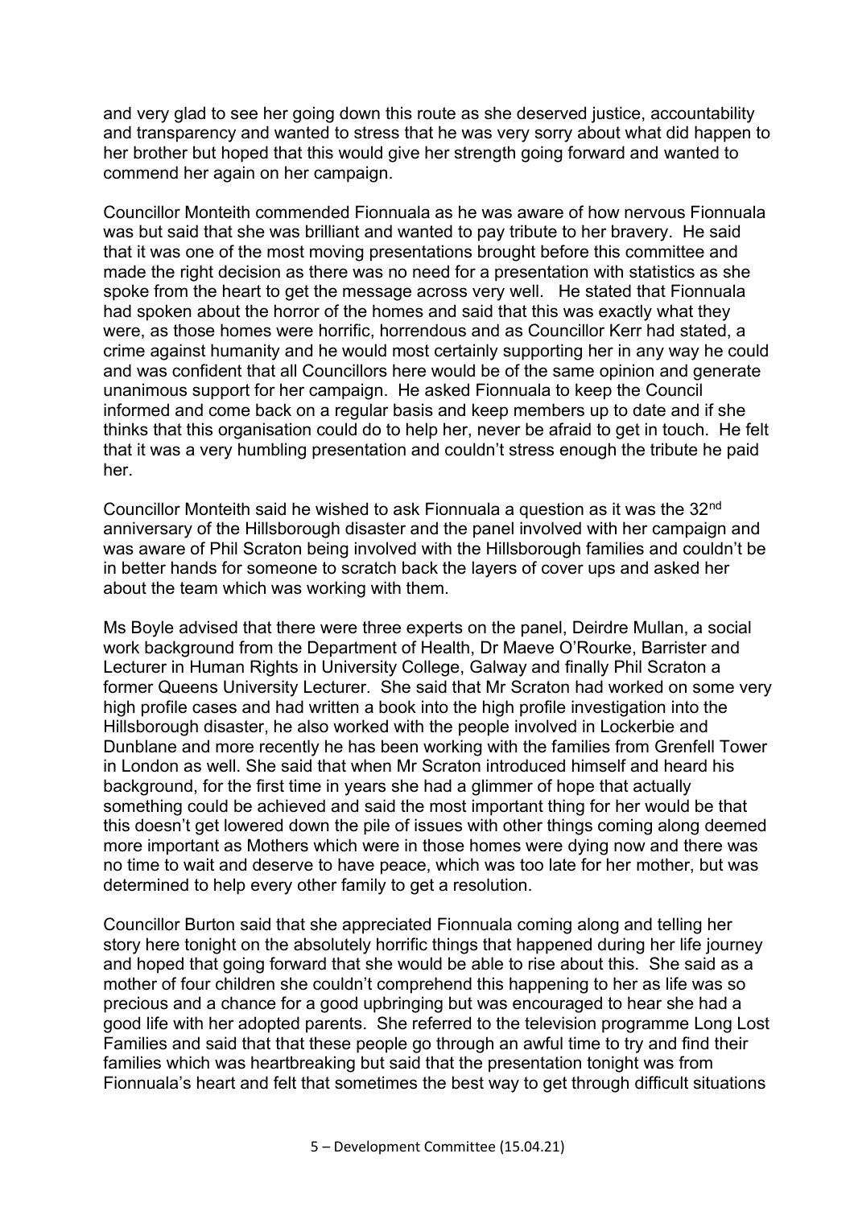and very glad to see her going down this route as she deserved justice, accountability and transparency and wanted to stress that he was very sorry about what did happen to her brother but hoped that this would give her strength going forward and wanted to commend her again on her campaign.

Councillor Monteith commended Fionnuala as he was aware of how nervous Fionnuala was but said that she was brilliant and wanted to pay tribute to her bravery. He said that it was one of the most moving presentations brought before this committee and made the right decision as there was no need for a presentation with statistics as she spoke from the heart to get the message across very well. He stated that Fionnuala had spoken about the horror of the homes and said that this was exactly what they were, as those homes were horrific, horrendous and as Councillor Kerr had stated, a crime against humanity and he would most certainly supporting her in any way he could and was confident that all Councillors here would be of the same opinion and generate unanimous support for her campaign. He asked Fionnuala to keep the Council informed and come back on a regular basis and keep members up to date and if she thinks that this organisation could do to help her, never be afraid to get in touch. He felt that it was a very humbling presentation and couldn't stress enough the tribute he paid her.

Councillor Monteith said he wished to ask Fionnuala a question as it was the 32nd anniversary of the Hillsborough disaster and the panel involved with her campaign and was aware of Phil Scraton being involved with the Hillsborough families and couldn't be in better hands for someone to scratch back the layers of cover ups and asked her about the team which was working with them.

Ms Boyle advised that there were three experts on the panel, Deirdre Mullan, a social work background from the Department of Health, Dr Maeve O'Rourke, Barrister and Lecturer in Human Rights in University College, Galway and finally Phil Scraton a former Queens University Lecturer. She said that Mr Scraton had worked on some very high profile cases and had written a book into the high profile investigation into the Hillsborough disaster, he also worked with the people involved in Lockerbie and Dunblane and more recently he has been working with the families from Grenfell Tower in London as well. She said that when Mr Scraton introduced himself and heard his background, for the first time in years she had a glimmer of hope that actually something could be achieved and said the most important thing for her would be that this doesn't get lowered down the pile of issues with other things coming along deemed more important as Mothers which were in those homes were dying now and there was no time to wait and deserve to have peace, which was too late for her mother, but was determined to help every other family to get a resolution.

Councillor Burton said that she appreciated Fionnuala coming along and telling her story here tonight on the absolutely horrific things that happened during her life journey and hoped that going forward that she would be able to rise about this. She said as a mother of four children she couldn't comprehend this happening to her as life was so precious and a chance for a good upbringing but was encouraged to hear she had a good life with her adopted parents. She referred to the television programme Long Lost Families and said that that these people go through an awful time to try and find their families which was heartbreaking but said that the presentation tonight was from Fionnuala's heart and felt that sometimes the best way to get through difficult situations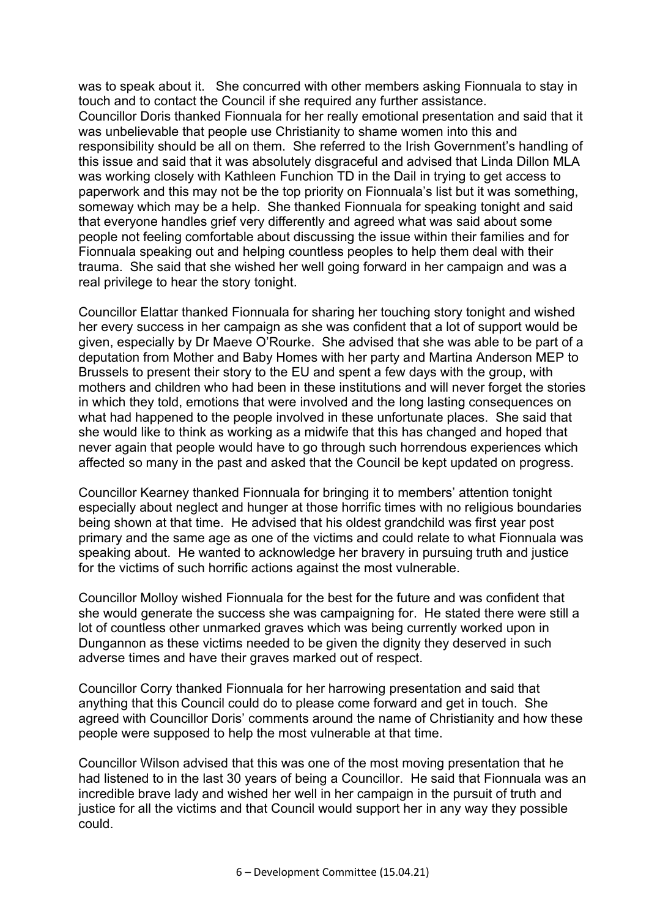was to speak about it. She concurred with other members asking Fionnuala to stay in touch and to contact the Council if she required any further assistance.
Councillor Doris thanked Fionnuala for her really emotional presentation and said that it was unbelievable that people use Christianity to shame women into this and responsibility should be all on them. She referred to the Irish Government's handling of this issue and said that it was absolutely disgraceful and advised that Linda Dillon MLA was working closely with Kathleen Funchion TD in the Dail in trying to get access to paperwork and this may not be the top priority on Fionnuala's list but it was something, someway which may be a help. She thanked Fionnuala for speaking tonight and said that everyone handles grief very differently and agreed what was said about some people not feeling comfortable about discussing the issue within their families and for Fionnuala speaking out and helping countless peoples to help them deal with their trauma. She said that she wished her well going forward in her campaign and was a real privilege to hear the story tonight.

Councillor Elattar thanked Fionnuala for sharing her touching story tonight and wished her every success in her campaign as she was confident that a lot of support would be given, especially by Dr Maeve O'Rourke. She advised that she was able to be part of a deputation from Mother and Baby Homes with her party and Martina Anderson MEP to Brussels to present their story to the EU and spent a few days with the group, with mothers and children who had been in these institutions and will never forget the stories in which they told, emotions that were involved and the long lasting consequences on what had happened to the people involved in these unfortunate places. She said that she would like to think as working as a midwife that this has changed and hoped that never again that people would have to go through such horrendous experiences which affected so many in the past and asked that the Council be kept updated on progress.

Councillor Kearney thanked Fionnuala for bringing it to members' attention tonight especially about neglect and hunger at those horrific times with no religious boundaries being shown at that time. He advised that his oldest grandchild was first year post primary and the same age as one of the victims and could relate to what Fionnuala was speaking about. He wanted to acknowledge her bravery in pursuing truth and justice for the victims of such horrific actions against the most vulnerable.

Councillor Molloy wished Fionnuala for the best for the future and was confident that she would generate the success she was campaigning for. He stated there were still a lot of countless other unmarked graves which was being currently worked upon in Dungannon as these victims needed to be given the dignity they deserved in such adverse times and have their graves marked out of respect.

Councillor Corry thanked Fionnuala for her harrowing presentation and said that anything that this Council could do to please come forward and get in touch. She agreed with Councillor Doris' comments around the name of Christianity and how these people were supposed to help the most vulnerable at that time.

Councillor Wilson advised that this was one of the most moving presentation that he had listened to in the last 30 years of being a Councillor. He said that Fionnuala was an incredible brave lady and wished her well in her campaign in the pursuit of truth and justice for all the victims and that Council would support her in any way they possible could.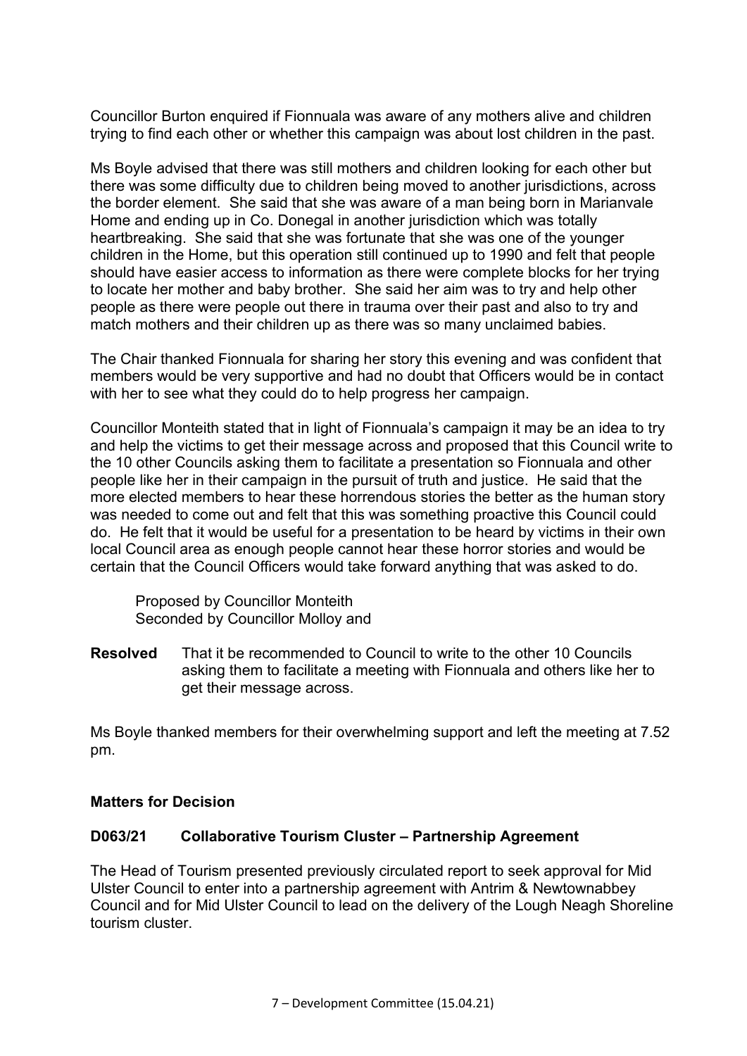Councillor Burton enquired if Fionnuala was aware of any mothers alive and children trying to find each other or whether this campaign was about lost children in the past.

Ms Boyle advised that there was still mothers and children looking for each other but there was some difficulty due to children being moved to another jurisdictions, across the border element. She said that she was aware of a man being born in Marianvale Home and ending up in Co. Donegal in another jurisdiction which was totally heartbreaking. She said that she was fortunate that she was one of the younger children in the Home, but this operation still continued up to 1990 and felt that people should have easier access to information as there were complete blocks for her trying to locate her mother and baby brother. She said her aim was to try and help other people as there were people out there in trauma over their past and also to try and match mothers and their children up as there was so many unclaimed babies.

The Chair thanked Fionnuala for sharing her story this evening and was confident that members would be very supportive and had no doubt that Officers would be in contact with her to see what they could do to help progress her campaign.

Councillor Monteith stated that in light of Fionnuala's campaign it may be an idea to try and help the victims to get their message across and proposed that this Council write to the 10 other Councils asking them to facilitate a presentation so Fionnuala and other people like her in their campaign in the pursuit of truth and justice. He said that the more elected members to hear these horrendous stories the better as the human story was needed to come out and felt that this was something proactive this Council could do. He felt that it would be useful for a presentation to be heard by victims in their own local Council area as enough people cannot hear these horror stories and would be certain that the Council Officers would take forward anything that was asked to do.

Proposed by Councillor Monteith
Seconded by Councillor Molloy and

**Resolved** That it be recommended to Council to write to the other 10 Councils asking them to facilitate a meeting with Fionnuala and others like her to get their message across.

Ms Boyle thanked members for their overwhelming support and left the meeting at 7.52 pm.

**Matters for Decision**

**D063/21 Collaborative Tourism Cluster – Partnership Agreement**

The Head of Tourism presented previously circulated report to seek approval for Mid Ulster Council to enter into a partnership agreement with Antrim & Newtownabbey Council and for Mid Ulster Council to lead on the delivery of the Lough Neagh Shoreline tourism cluster.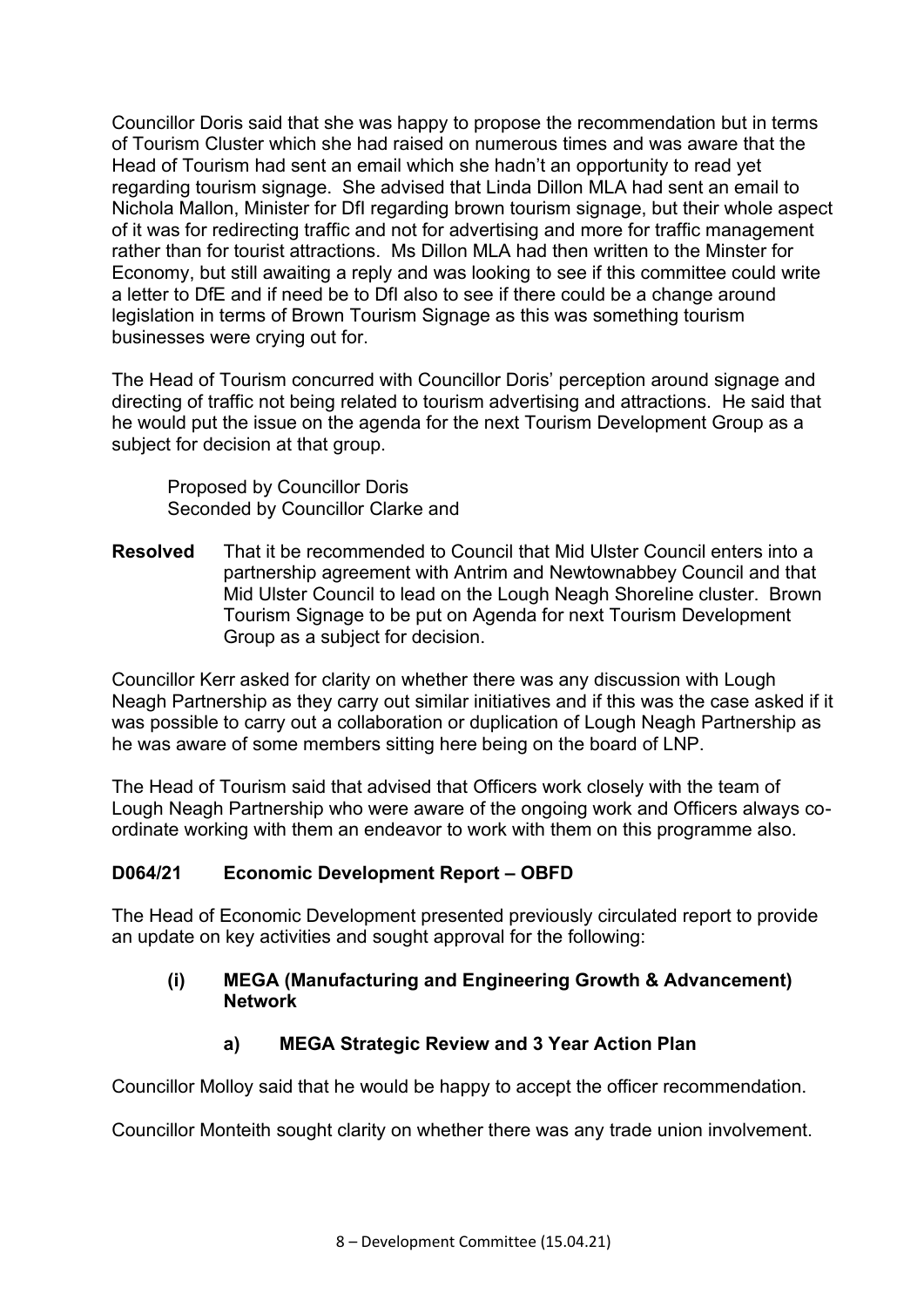Councillor Doris said that she was happy to propose the recommendation but in terms of Tourism Cluster which she had raised on numerous times and was aware that the Head of Tourism had sent an email which she hadn't an opportunity to read yet regarding tourism signage. She advised that Linda Dillon MLA had sent an email to Nichola Mallon, Minister for DfI regarding brown tourism signage, but their whole aspect of it was for redirecting traffic and not for advertising and more for traffic management rather than for tourist attractions. Ms Dillon MLA had then written to the Minster for Economy, but still awaiting a reply and was looking to see if this committee could write a letter to DfE and if need be to DfI also to see if there could be a change around legislation in terms of Brown Tourism Signage as this was something tourism businesses were crying out for.

The Head of Tourism concurred with Councillor Doris' perception around signage and directing of traffic not being related to tourism advertising and attractions. He said that he would put the issue on the agenda for the next Tourism Development Group as a subject for decision at that group.

Proposed by Councillor Doris
Seconded by Councillor Clarke and

**Resolved** That it be recommended to Council that Mid Ulster Council enters into a partnership agreement with Antrim and Newtownabbey Council and that Mid Ulster Council to lead on the Lough Neagh Shoreline cluster. Brown Tourism Signage to be put on Agenda for next Tourism Development Group as a subject for decision.

Councillor Kerr asked for clarity on whether there was any discussion with Lough Neagh Partnership as they carry out similar initiatives and if this was the case asked if it was possible to carry out a collaboration or duplication of Lough Neagh Partnership as he was aware of some members sitting here being on the board of LNP.

The Head of Tourism said that advised that Officers work closely with the team of Lough Neagh Partnership who were aware of the ongoing work and Officers always co-ordinate working with them an endeavor to work with them on this programme also.

## D064/21 Economic Development Report – OBFD

The Head of Economic Development presented previously circulated report to provide an update on key activities and sought approval for the following:

### (i) MEGA (Manufacturing and Engineering Growth & Advancement) Network

#### a) MEGA Strategic Review and 3 Year Action Plan

Councillor Molloy said that he would be happy to accept the officer recommendation.

Councillor Monteith sought clarity on whether there was any trade union involvement.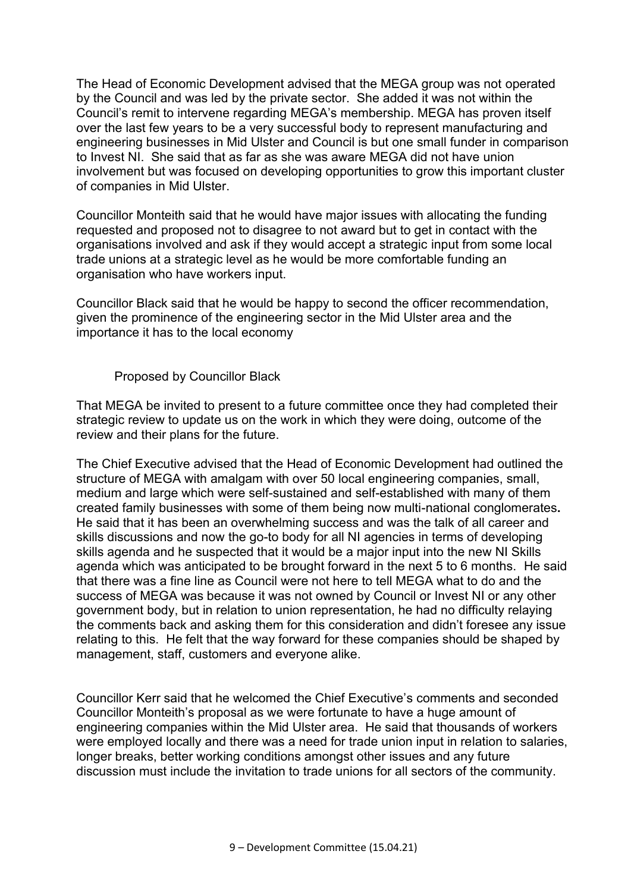The Head of Economic Development advised that the MEGA group was not operated by the Council and was led by the private sector. She added it was not within the Council's remit to intervene regarding MEGA's membership. MEGA has proven itself over the last few years to be a very successful body to represent manufacturing and engineering businesses in Mid Ulster and Council is but one small funder in comparison to Invest NI. She said that as far as she was aware MEGA did not have union involvement but was focused on developing opportunities to grow this important cluster of companies in Mid Ulster.

Councillor Monteith said that he would have major issues with allocating the funding requested and proposed not to disagree to not award but to get in contact with the organisations involved and ask if they would accept a strategic input from some local trade unions at a strategic level as he would be more comfortable funding an organisation who have workers input.

Councillor Black said that he would be happy to second the officer recommendation, given the prominence of the engineering sector in the Mid Ulster area and the importance it has to the local economy

Proposed by Councillor Black

That MEGA be invited to present to a future committee once they had completed their strategic review to update us on the work in which they were doing, outcome of the review and their plans for the future.

The Chief Executive advised that the Head of Economic Development had outlined the structure of MEGA with amalgam with over 50 local engineering companies, small, medium and large which were self-sustained and self-established with many of them created family businesses with some of them being now multi-national conglomerates**.** He said that it has been an overwhelming success and was the talk of all career and skills discussions and now the go-to body for all NI agencies in terms of developing skills agenda and he suspected that it would be a major input into the new NI Skills agenda which was anticipated to be brought forward in the next 5 to 6 months. He said that there was a fine line as Council were not here to tell MEGA what to do and the success of MEGA was because it was not owned by Council or Invest NI or any other government body, but in relation to union representation, he had no difficulty relaying the comments back and asking them for this consideration and didn't foresee any issue relating to this. He felt that the way forward for these companies should be shaped by management, staff, customers and everyone alike.

Councillor Kerr said that he welcomed the Chief Executive's comments and seconded Councillor Monteith's proposal as we were fortunate to have a huge amount of engineering companies within the Mid Ulster area. He said that thousands of workers were employed locally and there was a need for trade union input in relation to salaries, longer breaks, better working conditions amongst other issues and any future discussion must include the invitation to trade unions for all sectors of the community.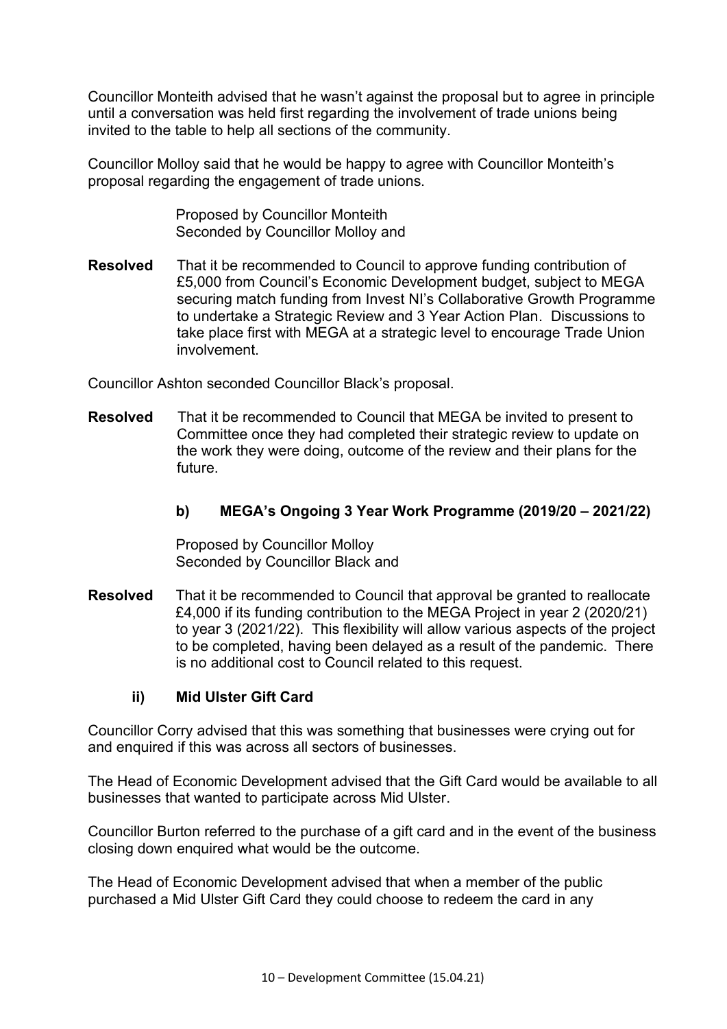Councillor Monteith advised that he wasn't against the proposal but to agree in principle until a conversation was held first regarding the involvement of trade unions being invited to the table to help all sections of the community.

Councillor Molloy said that he would be happy to agree with Councillor Monteith's proposal regarding the engagement of trade unions.

Proposed by Councillor Monteith
Seconded by Councillor Molloy and

**Resolved** That it be recommended to Council to approve funding contribution of £5,000 from Council's Economic Development budget, subject to MEGA securing match funding from Invest NI's Collaborative Growth Programme to undertake a Strategic Review and 3 Year Action Plan. Discussions to take place first with MEGA at a strategic level to encourage Trade Union involvement.

Councillor Ashton seconded Councillor Black's proposal.

**Resolved** That it be recommended to Council that MEGA be invited to present to Committee once they had completed their strategic review to update on the work they were doing, outcome of the review and their plans for the future.

### b) MEGA's Ongoing 3 Year Work Programme (2019/20 – 2021/22)

Proposed by Councillor Molloy
Seconded by Councillor Black and

**Resolved** That it be recommended to Council that approval be granted to reallocate £4,000 if its funding contribution to the MEGA Project in year 2 (2020/21) to year 3 (2021/22). This flexibility will allow various aspects of the project to be completed, having been delayed as a result of the pandemic. There is no additional cost to Council related to this request.

### ii) Mid Ulster Gift Card

Councillor Corry advised that this was something that businesses were crying out for and enquired if this was across all sectors of businesses.

The Head of Economic Development advised that the Gift Card would be available to all businesses that wanted to participate across Mid Ulster.

Councillor Burton referred to the purchase of a gift card and in the event of the business closing down enquired what would be the outcome.

The Head of Economic Development advised that when a member of the public purchased a Mid Ulster Gift Card they could choose to redeem the card in any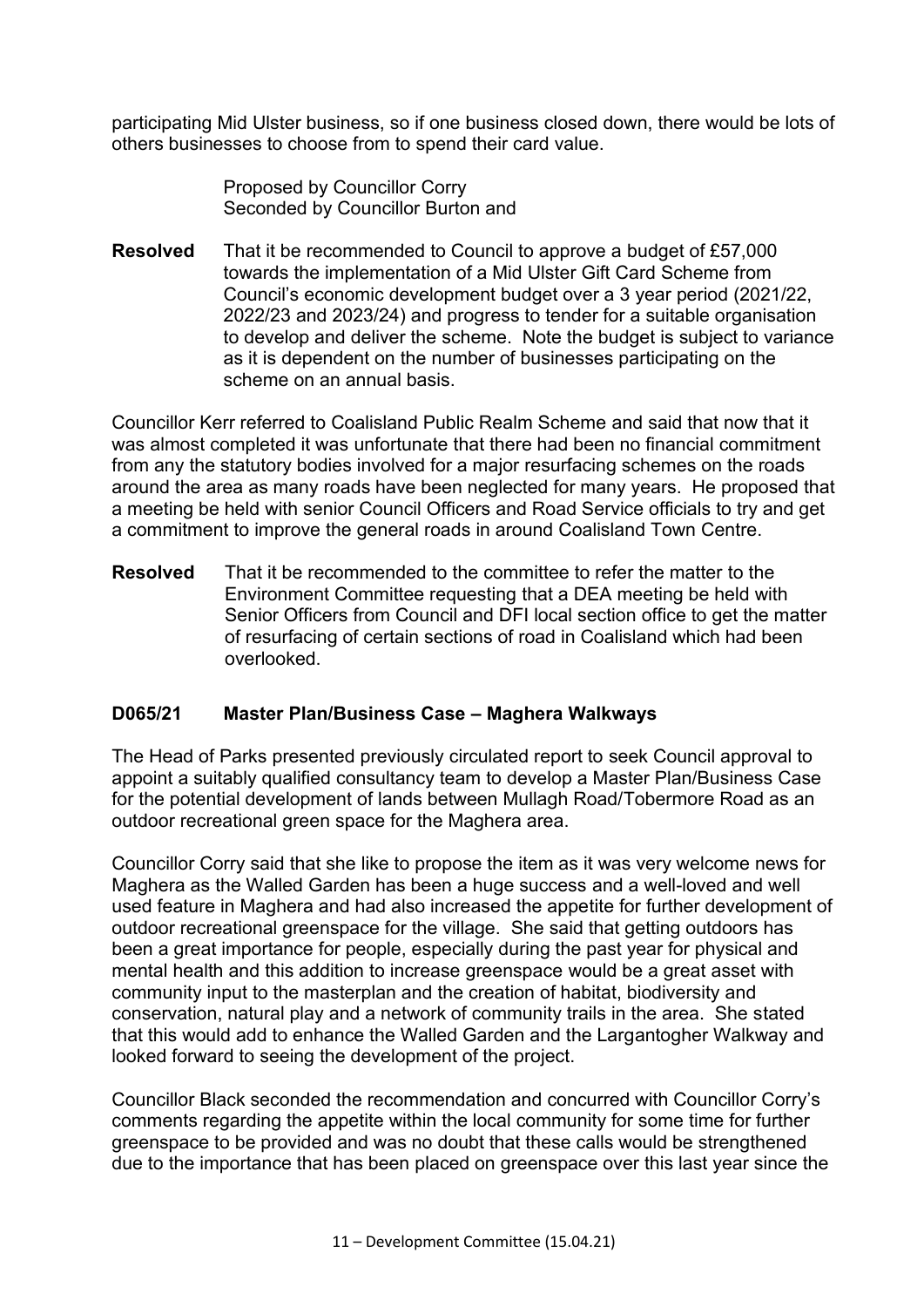participating Mid Ulster business, so if one business closed down, there would be lots of others businesses to choose from to spend their card value.

Proposed by Councillor Corry
Seconded by Councillor Burton and

**Resolved** That it be recommended to Council to approve a budget of £57,000 towards the implementation of a Mid Ulster Gift Card Scheme from Council's economic development budget over a 3 year period (2021/22, 2022/23 and 2023/24) and progress to tender for a suitable organisation to develop and deliver the scheme. Note the budget is subject to variance as it is dependent on the number of businesses participating on the scheme on an annual basis.

Councillor Kerr referred to Coalisland Public Realm Scheme and said that now that it was almost completed it was unfortunate that there had been no financial commitment from any the statutory bodies involved for a major resurfacing schemes on the roads around the area as many roads have been neglected for many years. He proposed that a meeting be held with senior Council Officers and Road Service officials to try and get a commitment to improve the general roads in around Coalisland Town Centre.

**Resolved** That it be recommended to the committee to refer the matter to the Environment Committee requesting that a DEA meeting be held with Senior Officers from Council and DFI local section office to get the matter of resurfacing of certain sections of road in Coalisland which had been overlooked.

## D065/21 Master Plan/Business Case – Maghera Walkways

The Head of Parks presented previously circulated report to seek Council approval to appoint a suitably qualified consultancy team to develop a Master Plan/Business Case for the potential development of lands between Mullagh Road/Tobermore Road as an outdoor recreational green space for the Maghera area.

Councillor Corry said that she like to propose the item as it was very welcome news for Maghera as the Walled Garden has been a huge success and a well-loved and well used feature in Maghera and had also increased the appetite for further development of outdoor recreational greenspace for the village. She said that getting outdoors has been a great importance for people, especially during the past year for physical and mental health and this addition to increase greenspace would be a great asset with community input to the masterplan and the creation of habitat, biodiversity and conservation, natural play and a network of community trails in the area. She stated that this would add to enhance the Walled Garden and the Largantogher Walkway and looked forward to seeing the development of the project.

Councillor Black seconded the recommendation and concurred with Councillor Corry's comments regarding the appetite within the local community for some time for further greenspace to be provided and was no doubt that these calls would be strengthened due to the importance that has been placed on greenspace over this last year since the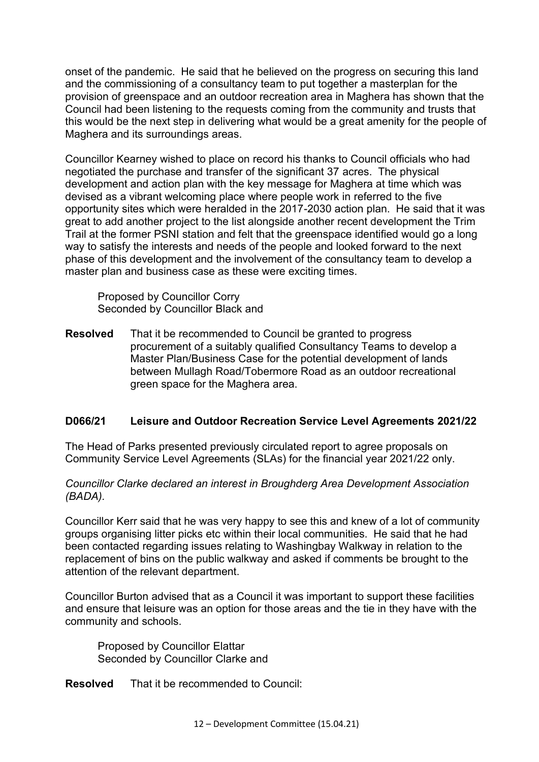onset of the pandemic. He said that he believed on the progress on securing this land and the commissioning of a consultancy team to put together a masterplan for the provision of greenspace and an outdoor recreation area in Maghera has shown that the Council had been listening to the requests coming from the community and trusts that this would be the next step in delivering what would be a great amenity for the people of Maghera and its surroundings areas.

Councillor Kearney wished to place on record his thanks to Council officials who had negotiated the purchase and transfer of the significant 37 acres. The physical development and action plan with the key message for Maghera at time which was devised as a vibrant welcoming place where people work in referred to the five opportunity sites which were heralded in the 2017-2030 action plan. He said that it was great to add another project to the list alongside another recent development the Trim Trail at the former PSNI station and felt that the greenspace identified would go a long way to satisfy the interests and needs of the people and looked forward to the next phase of this development and the involvement of the consultancy team to develop a master plan and business case as these were exciting times.

Proposed by Councillor Corry
Seconded by Councillor Black and

**Resolved** That it be recommended to Council be granted to progress procurement of a suitably qualified Consultancy Teams to develop a Master Plan/Business Case for the potential development of lands between Mullagh Road/Tobermore Road as an outdoor recreational green space for the Maghera area.

## D066/21 Leisure and Outdoor Recreation Service Level Agreements 2021/22

The Head of Parks presented previously circulated report to agree proposals on Community Service Level Agreements (SLAs) for the financial year 2021/22 only.

*Councillor Clarke declared an interest in Broughderg Area Development Association (BADA).*

Councillor Kerr said that he was very happy to see this and knew of a lot of community groups organising litter picks etc within their local communities. He said that he had been contacted regarding issues relating to Washingbay Walkway in relation to the replacement of bins on the public walkway and asked if comments be brought to the attention of the relevant department.

Councillor Burton advised that as a Council it was important to support these facilities and ensure that leisure was an option for those areas and the tie in they have with the community and schools.

Proposed by Councillor Elattar
Seconded by Councillor Clarke and

**Resolved** That it be recommended to Council: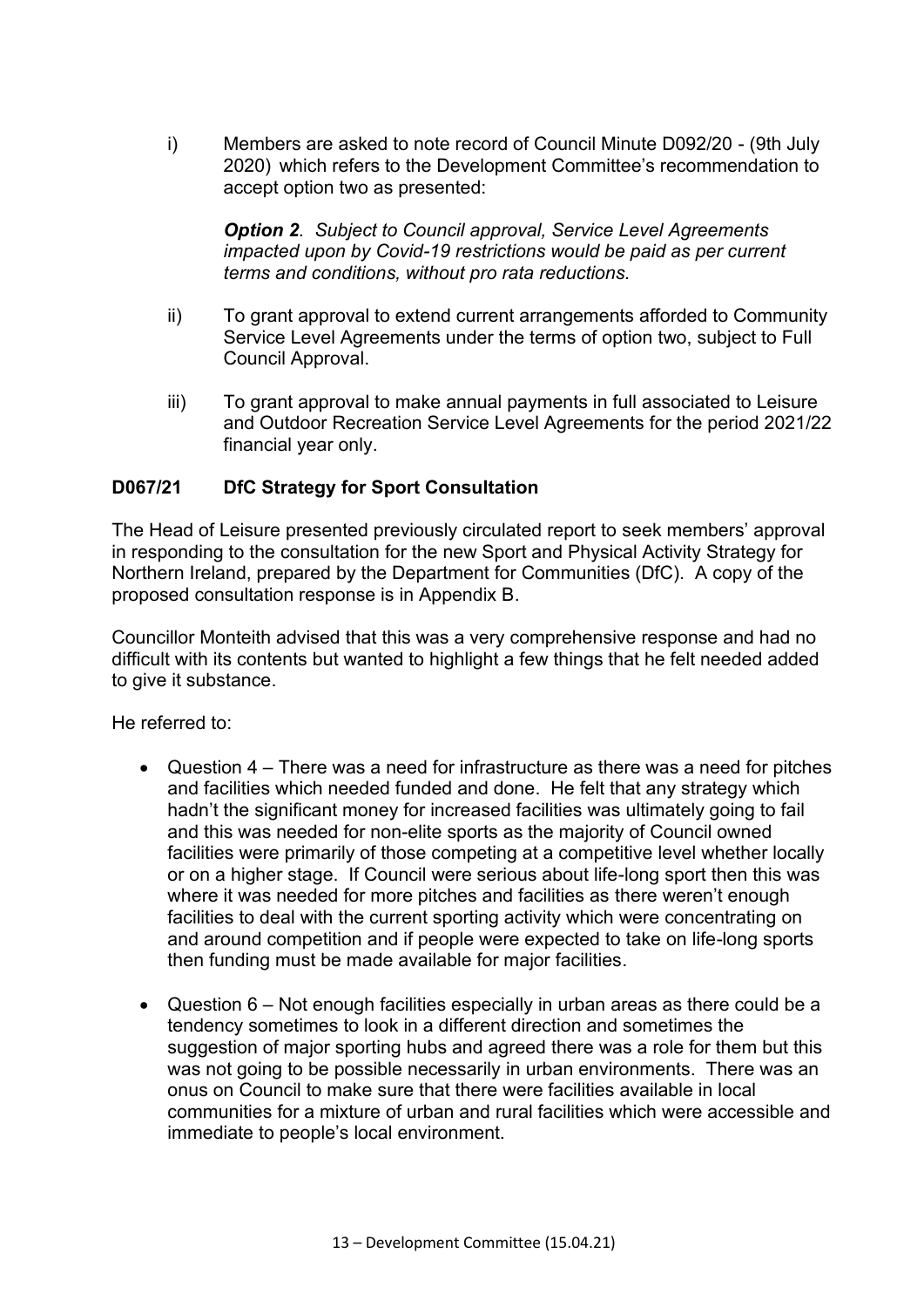i) Members are asked to note record of Council Minute D092/20 - (9th July 2020) which refers to the Development Committee's recommendation to accept option two as presented:

   ***Option 2**. Subject to Council approval, Service Level Agreements impacted upon by Covid-19 restrictions would be paid as per current terms and conditions, without pro rata reductions.*

ii) To grant approval to extend current arrangements afforded to Community Service Level Agreements under the terms of option two, subject to Full Council Approval.

iii) To grant approval to make annual payments in full associated to Leisure and Outdoor Recreation Service Level Agreements for the period 2021/22 financial year only.

**D067/21 DfC Strategy for Sport Consultation**

The Head of Leisure presented previously circulated report to seek members' approval in responding to the consultation for the new Sport and Physical Activity Strategy for Northern Ireland, prepared by the Department for Communities (DfC). A copy of the proposed consultation response is in Appendix B.

Councillor Monteith advised that this was a very comprehensive response and had no difficult with its contents but wanted to highlight a few things that he felt needed added to give it substance.

He referred to:

- Question 4 – There was a need for infrastructure as there was a need for pitches and facilities which needed funded and done. He felt that any strategy which hadn't the significant money for increased facilities was ultimately going to fail and this was needed for non-elite sports as the majority of Council owned facilities were primarily of those competing at a competitive level whether locally or on a higher stage. If Council were serious about life-long sport then this was where it was needed for more pitches and facilities as there weren't enough facilities to deal with the current sporting activity which were concentrating on and around competition and if people were expected to take on life-long sports then funding must be made available for major facilities.

- Question 6 – Not enough facilities especially in urban areas as there could be a tendency sometimes to look in a different direction and sometimes the suggestion of major sporting hubs and agreed there was a role for them but this was not going to be possible necessarily in urban environments. There was an onus on Council to make sure that there were facilities available in local communities for a mixture of urban and rural facilities which were accessible and immediate to people's local environment.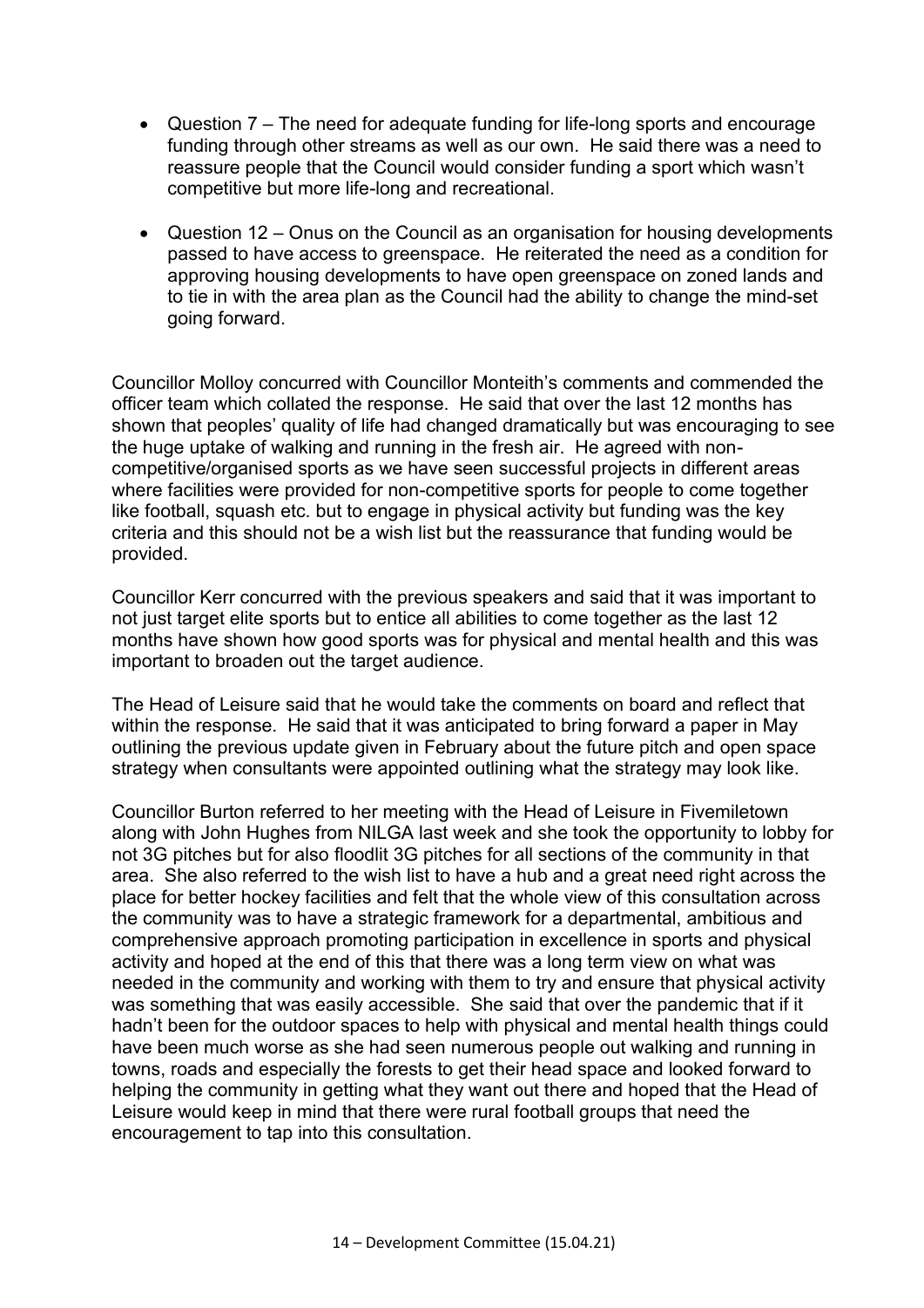- Question 7 – The need for adequate funding for life-long sports and encourage funding through other streams as well as our own. He said there was a need to reassure people that the Council would consider funding a sport which wasn't competitive but more life-long and recreational.

- Question 12 – Onus on the Council as an organisation for housing developments passed to have access to greenspace. He reiterated the need as a condition for approving housing developments to have open greenspace on zoned lands and to tie in with the area plan as the Council had the ability to change the mind-set going forward.

Councillor Molloy concurred with Councillor Monteith's comments and commended the officer team which collated the response. He said that over the last 12 months has shown that peoples' quality of life had changed dramatically but was encouraging to see the huge uptake of walking and running in the fresh air. He agreed with non-competitive/organised sports as we have seen successful projects in different areas where facilities were provided for non-competitive sports for people to come together like football, squash etc. but to engage in physical activity but funding was the key criteria and this should not be a wish list but the reassurance that funding would be provided.

Councillor Kerr concurred with the previous speakers and said that it was important to not just target elite sports but to entice all abilities to come together as the last 12 months have shown how good sports was for physical and mental health and this was important to broaden out the target audience.

The Head of Leisure said that he would take the comments on board and reflect that within the response. He said that it was anticipated to bring forward a paper in May outlining the previous update given in February about the future pitch and open space strategy when consultants were appointed outlining what the strategy may look like.

Councillor Burton referred to her meeting with the Head of Leisure in Fivemiletown along with John Hughes from NILGA last week and she took the opportunity to lobby for not 3G pitches but for also floodlit 3G pitches for all sections of the community in that area. She also referred to the wish list to have a hub and a great need right across the place for better hockey facilities and felt that the whole view of this consultation across the community was to have a strategic framework for a departmental, ambitious and comprehensive approach promoting participation in excellence in sports and physical activity and hoped at the end of this that there was a long term view on what was needed in the community and working with them to try and ensure that physical activity was something that was easily accessible. She said that over the pandemic that if it hadn't been for the outdoor spaces to help with physical and mental health things could have been much worse as she had seen numerous people out walking and running in towns, roads and especially the forests to get their head space and looked forward to helping the community in getting what they want out there and hoped that the Head of Leisure would keep in mind that there were rural football groups that need the encouragement to tap into this consultation.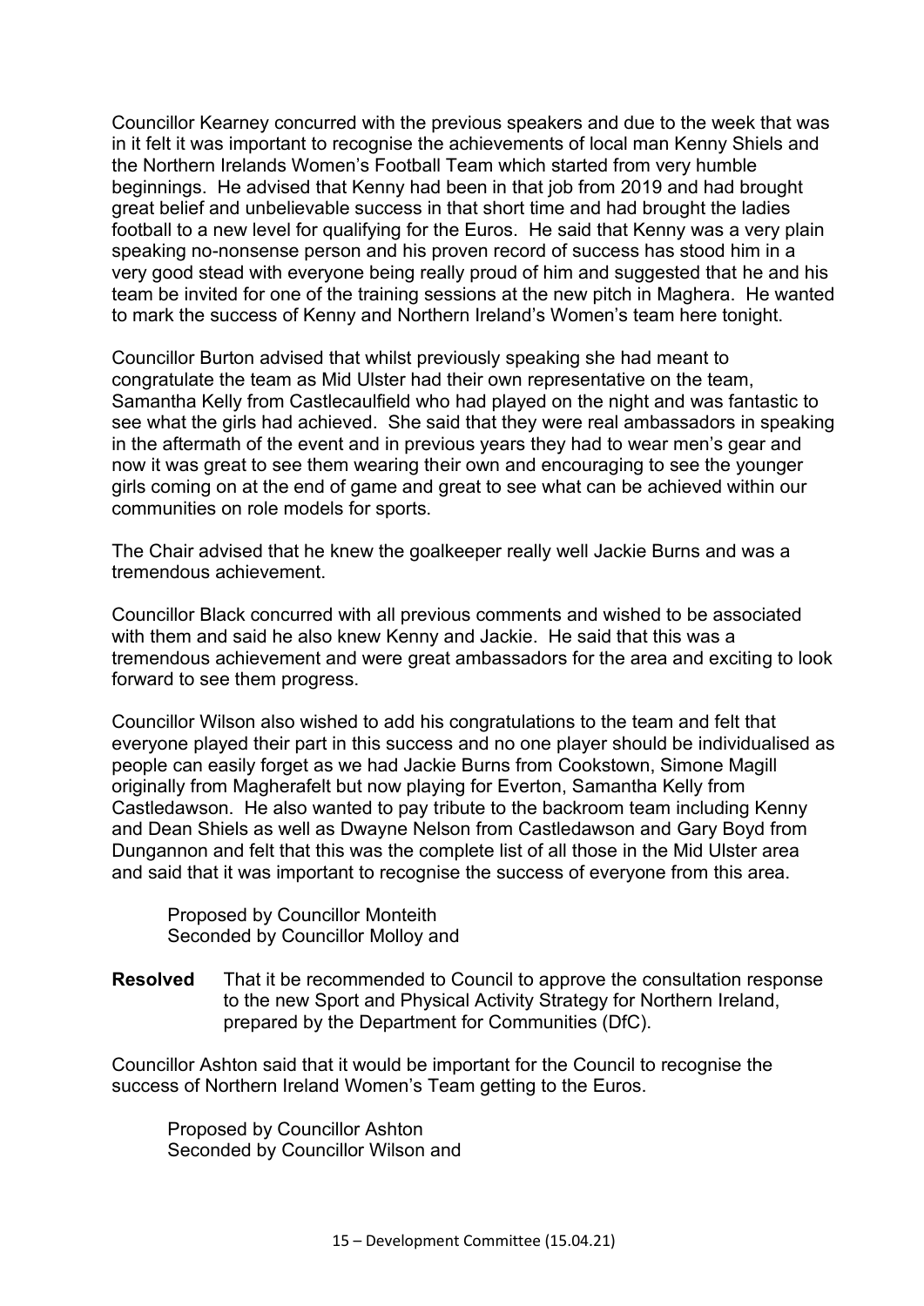Councillor Kearney concurred with the previous speakers and due to the week that was in it felt it was important to recognise the achievements of local man Kenny Shiels and the Northern Irelands Women's Football Team which started from very humble beginnings. He advised that Kenny had been in that job from 2019 and had brought great belief and unbelievable success in that short time and had brought the ladies football to a new level for qualifying for the Euros. He said that Kenny was a very plain speaking no-nonsense person and his proven record of success has stood him in a very good stead with everyone being really proud of him and suggested that he and his team be invited for one of the training sessions at the new pitch in Maghera. He wanted to mark the success of Kenny and Northern Ireland's Women's team here tonight.

Councillor Burton advised that whilst previously speaking she had meant to congratulate the team as Mid Ulster had their own representative on the team, Samantha Kelly from Castlecaulfield who had played on the night and was fantastic to see what the girls had achieved. She said that they were real ambassadors in speaking in the aftermath of the event and in previous years they had to wear men's gear and now it was great to see them wearing their own and encouraging to see the younger girls coming on at the end of game and great to see what can be achieved within our communities on role models for sports.

The Chair advised that he knew the goalkeeper really well Jackie Burns and was a tremendous achievement.

Councillor Black concurred with all previous comments and wished to be associated with them and said he also knew Kenny and Jackie. He said that this was a tremendous achievement and were great ambassadors for the area and exciting to look forward to see them progress.

Councillor Wilson also wished to add his congratulations to the team and felt that everyone played their part in this success and no one player should be individualised as people can easily forget as we had Jackie Burns from Cookstown, Simone Magill originally from Magherafelt but now playing for Everton, Samantha Kelly from Castledawson. He also wanted to pay tribute to the backroom team including Kenny and Dean Shiels as well as Dwayne Nelson from Castledawson and Gary Boyd from Dungannon and felt that this was the complete list of all those in the Mid Ulster area and said that it was important to recognise the success of everyone from this area.

Proposed by Councillor Monteith
Seconded by Councillor Molloy and

**Resolved** That it be recommended to Council to approve the consultation response to the new Sport and Physical Activity Strategy for Northern Ireland, prepared by the Department for Communities (DfC).

Councillor Ashton said that it would be important for the Council to recognise the success of Northern Ireland Women's Team getting to the Euros.

Proposed by Councillor Ashton
Seconded by Councillor Wilson and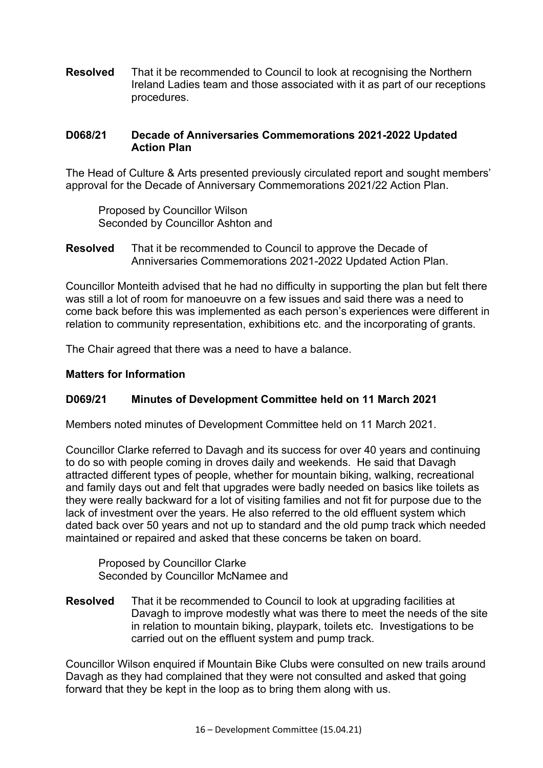**Resolved** That it be recommended to Council to look at recognising the Northern Ireland Ladies team and those associated with it as part of our receptions procedures.

### D068/21 Decade of Anniversaries Commemorations 2021-2022 Updated Action Plan

The Head of Culture & Arts presented previously circulated report and sought members' approval for the Decade of Anniversary Commemorations 2021/22 Action Plan.

Proposed by Councillor Wilson
Seconded by Councillor Ashton and

**Resolved** That it be recommended to Council to approve the Decade of Anniversaries Commemorations 2021-2022 Updated Action Plan.

Councillor Monteith advised that he had no difficulty in supporting the plan but felt there was still a lot of room for manoeuvre on a few issues and said there was a need to come back before this was implemented as each person's experiences were different in relation to community representation, exhibitions etc. and the incorporating of grants.

The Chair agreed that there was a need to have a balance.

### Matters for Information

### D069/21 Minutes of Development Committee held on 11 March 2021

Members noted minutes of Development Committee held on 11 March 2021.

Councillor Clarke referred to Davagh and its success for over 40 years and continuing to do so with people coming in droves daily and weekends. He said that Davagh attracted different types of people, whether for mountain biking, walking, recreational and family days out and felt that upgrades were badly needed on basics like toilets as they were really backward for a lot of visiting families and not fit for purpose due to the lack of investment over the years. He also referred to the old effluent system which dated back over 50 years and not up to standard and the old pump track which needed maintained or repaired and asked that these concerns be taken on board.

Proposed by Councillor Clarke
Seconded by Councillor McNamee and

**Resolved** That it be recommended to Council to look at upgrading facilities at Davagh to improve modestly what was there to meet the needs of the site in relation to mountain biking, playpark, toilets etc. Investigations to be carried out on the effluent system and pump track.

Councillor Wilson enquired if Mountain Bike Clubs were consulted on new trails around Davagh as they had complained that they were not consulted and asked that going forward that they be kept in the loop as to bring them along with us.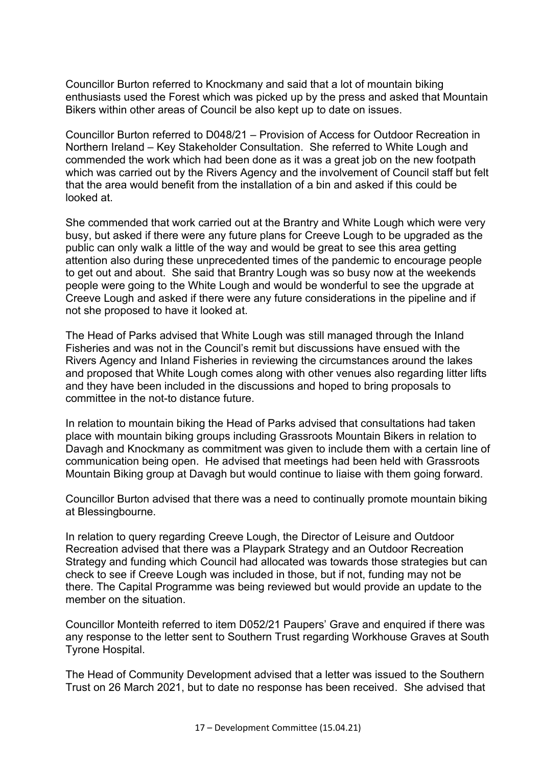Councillor Burton referred to Knockmany and said that a lot of mountain biking enthusiasts used the Forest which was picked up by the press and asked that Mountain Bikers within other areas of Council be also kept up to date on issues.

Councillor Burton referred to D048/21 – Provision of Access for Outdoor Recreation in Northern Ireland – Key Stakeholder Consultation. She referred to White Lough and commended the work which had been done as it was a great job on the new footpath which was carried out by the Rivers Agency and the involvement of Council staff but felt that the area would benefit from the installation of a bin and asked if this could be looked at.

She commended that work carried out at the Brantry and White Lough which were very busy, but asked if there were any future plans for Creeve Lough to be upgraded as the public can only walk a little of the way and would be great to see this area getting attention also during these unprecedented times of the pandemic to encourage people to get out and about. She said that Brantry Lough was so busy now at the weekends people were going to the White Lough and would be wonderful to see the upgrade at Creeve Lough and asked if there were any future considerations in the pipeline and if not she proposed to have it looked at.

The Head of Parks advised that White Lough was still managed through the Inland Fisheries and was not in the Council's remit but discussions have ensued with the Rivers Agency and Inland Fisheries in reviewing the circumstances around the lakes and proposed that White Lough comes along with other venues also regarding litter lifts and they have been included in the discussions and hoped to bring proposals to committee in the not-to distance future.

In relation to mountain biking the Head of Parks advised that consultations had taken place with mountain biking groups including Grassroots Mountain Bikers in relation to Davagh and Knockmany as commitment was given to include them with a certain line of communication being open. He advised that meetings had been held with Grassroots Mountain Biking group at Davagh but would continue to liaise with them going forward.

Councillor Burton advised that there was a need to continually promote mountain biking at Blessingbourne.

In relation to query regarding Creeve Lough, the Director of Leisure and Outdoor Recreation advised that there was a Playpark Strategy and an Outdoor Recreation Strategy and funding which Council had allocated was towards those strategies but can check to see if Creeve Lough was included in those, but if not, funding may not be there. The Capital Programme was being reviewed but would provide an update to the member on the situation.

Councillor Monteith referred to item D052/21 Paupers' Grave and enquired if there was any response to the letter sent to Southern Trust regarding Workhouse Graves at South Tyrone Hospital.

The Head of Community Development advised that a letter was issued to the Southern Trust on 26 March 2021, but to date no response has been received. She advised that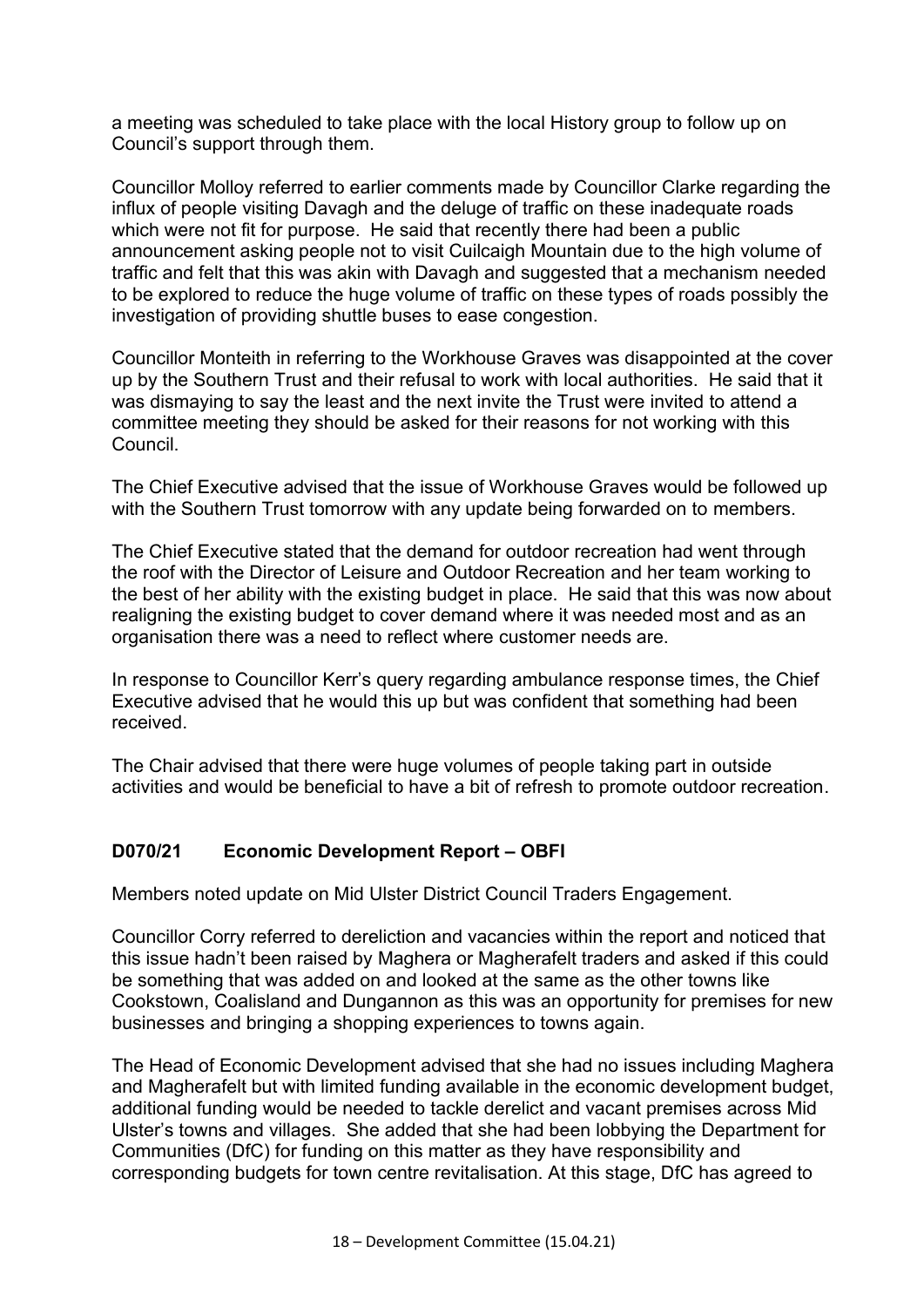a meeting was scheduled to take place with the local History group to follow up on Council's support through them.

Councillor Molloy referred to earlier comments made by Councillor Clarke regarding the influx of people visiting Davagh and the deluge of traffic on these inadequate roads which were not fit for purpose. He said that recently there had been a public announcement asking people not to visit Cuilcaigh Mountain due to the high volume of traffic and felt that this was akin with Davagh and suggested that a mechanism needed to be explored to reduce the huge volume of traffic on these types of roads possibly the investigation of providing shuttle buses to ease congestion.

Councillor Monteith in referring to the Workhouse Graves was disappointed at the cover up by the Southern Trust and their refusal to work with local authorities. He said that it was dismaying to say the least and the next invite the Trust were invited to attend a committee meeting they should be asked for their reasons for not working with this Council.

The Chief Executive advised that the issue of Workhouse Graves would be followed up with the Southern Trust tomorrow with any update being forwarded on to members.

The Chief Executive stated that the demand for outdoor recreation had went through the roof with the Director of Leisure and Outdoor Recreation and her team working to the best of her ability with the existing budget in place. He said that this was now about realigning the existing budget to cover demand where it was needed most and as an organisation there was a need to reflect where customer needs are.

In response to Councillor Kerr's query regarding ambulance response times, the Chief Executive advised that he would this up but was confident that something had been received.

The Chair advised that there were huge volumes of people taking part in outside activities and would be beneficial to have a bit of refresh to promote outdoor recreation.

**D070/21 Economic Development Report – OBFI**

Members noted update on Mid Ulster District Council Traders Engagement.

Councillor Corry referred to dereliction and vacancies within the report and noticed that this issue hadn't been raised by Maghera or Magherafelt traders and asked if this could be something that was added on and looked at the same as the other towns like Cookstown, Coalisland and Dungannon as this was an opportunity for premises for new businesses and bringing a shopping experiences to towns again.

The Head of Economic Development advised that she had no issues including Maghera and Magherafelt but with limited funding available in the economic development budget, additional funding would be needed to tackle derelict and vacant premises across Mid Ulster's towns and villages. She added that she had been lobbying the Department for Communities (DfC) for funding on this matter as they have responsibility and corresponding budgets for town centre revitalisation. At this stage, DfC has agreed to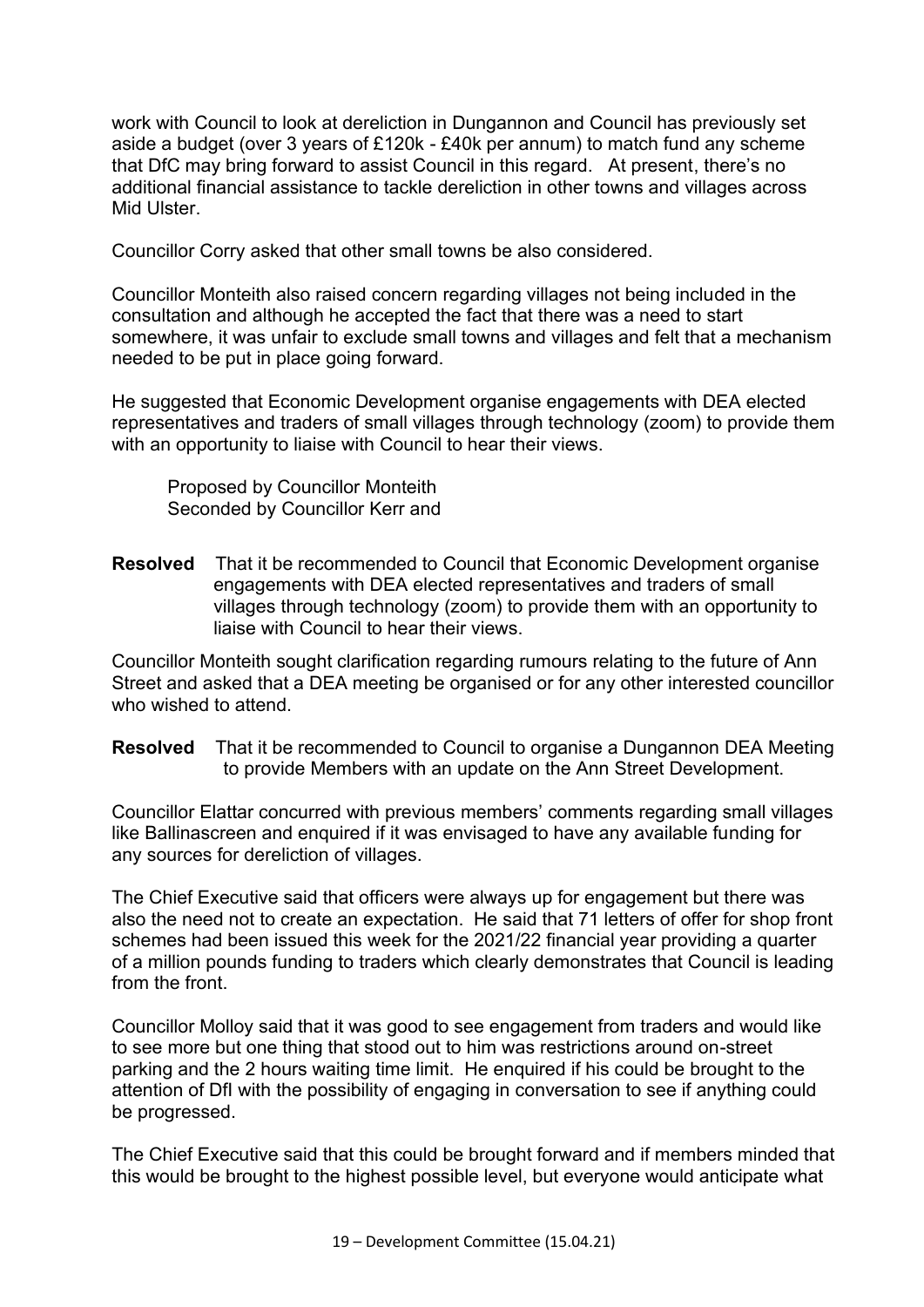work with Council to look at dereliction in Dungannon and Council has previously set aside a budget (over 3 years of £120k - £40k per annum) to match fund any scheme that DfC may bring forward to assist Council in this regard. At present, there's no additional financial assistance to tackle dereliction in other towns and villages across Mid Ulster.

Councillor Corry asked that other small towns be also considered.

Councillor Monteith also raised concern regarding villages not being included in the consultation and although he accepted the fact that there was a need to start somewhere, it was unfair to exclude small towns and villages and felt that a mechanism needed to be put in place going forward.

He suggested that Economic Development organise engagements with DEA elected representatives and traders of small villages through technology (zoom) to provide them with an opportunity to liaise with Council to hear their views.

Proposed by Councillor Monteith
Seconded by Councillor Kerr and

**Resolved** That it be recommended to Council that Economic Development organise engagements with DEA elected representatives and traders of small villages through technology (zoom) to provide them with an opportunity to liaise with Council to hear their views.

Councillor Monteith sought clarification regarding rumours relating to the future of Ann Street and asked that a DEA meeting be organised or for any other interested councillor who wished to attend.

**Resolved** That it be recommended to Council to organise a Dungannon DEA Meeting to provide Members with an update on the Ann Street Development.

Councillor Elattar concurred with previous members' comments regarding small villages like Ballinascreen and enquired if it was envisaged to have any available funding for any sources for dereliction of villages.

The Chief Executive said that officers were always up for engagement but there was also the need not to create an expectation. He said that 71 letters of offer for shop front schemes had been issued this week for the 2021/22 financial year providing a quarter of a million pounds funding to traders which clearly demonstrates that Council is leading from the front.

Councillor Molloy said that it was good to see engagement from traders and would like to see more but one thing that stood out to him was restrictions around on-street parking and the 2 hours waiting time limit. He enquired if his could be brought to the attention of DfI with the possibility of engaging in conversation to see if anything could be progressed.

The Chief Executive said that this could be brought forward and if members minded that this would be brought to the highest possible level, but everyone would anticipate what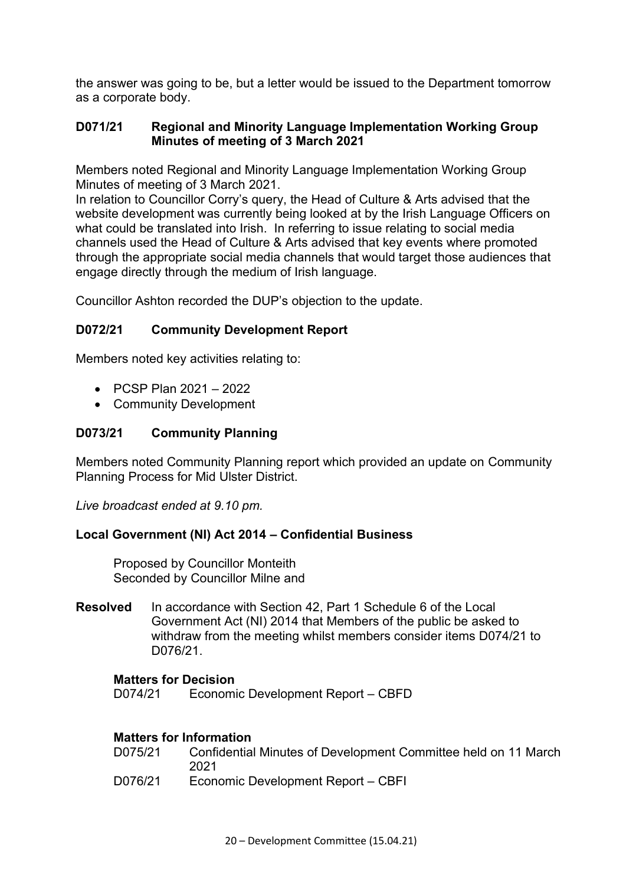the answer was going to be, but a letter would be issued to the Department tomorrow as a corporate body.

**D071/21 Regional and Minority Language Implementation Working Group Minutes of meeting of 3 March 2021**

Members noted Regional and Minority Language Implementation Working Group Minutes of meeting of 3 March 2021.
In relation to Councillor Corry's query, the Head of Culture & Arts advised that the website development was currently being looked at by the Irish Language Officers on what could be translated into Irish. In referring to issue relating to social media channels used the Head of Culture & Arts advised that key events where promoted through the appropriate social media channels that would target those audiences that engage directly through the medium of Irish language.

Councillor Ashton recorded the DUP's objection to the update.

**D072/21 Community Development Report**

Members noted key activities relating to:

- PCSP Plan 2021 – 2022
- Community Development

**D073/21 Community Planning**

Members noted Community Planning report which provided an update on Community Planning Process for Mid Ulster District.

*Live broadcast ended at 9.10 pm.*

**Local Government (NI) Act 2014 – Confidential Business**

Proposed by Councillor Monteith
Seconded by Councillor Milne and

**Resolved** In accordance with Section 42, Part 1 Schedule 6 of the Local Government Act (NI) 2014 that Members of the public be asked to withdraw from the meeting whilst members consider items D074/21 to D076/21.

**Matters for Decision**

D074/21 Economic Development Report – CBFD

**Matters for Information**

D075/21 Confidential Minutes of Development Committee held on 11 March 2021

D076/21 Economic Development Report – CBFI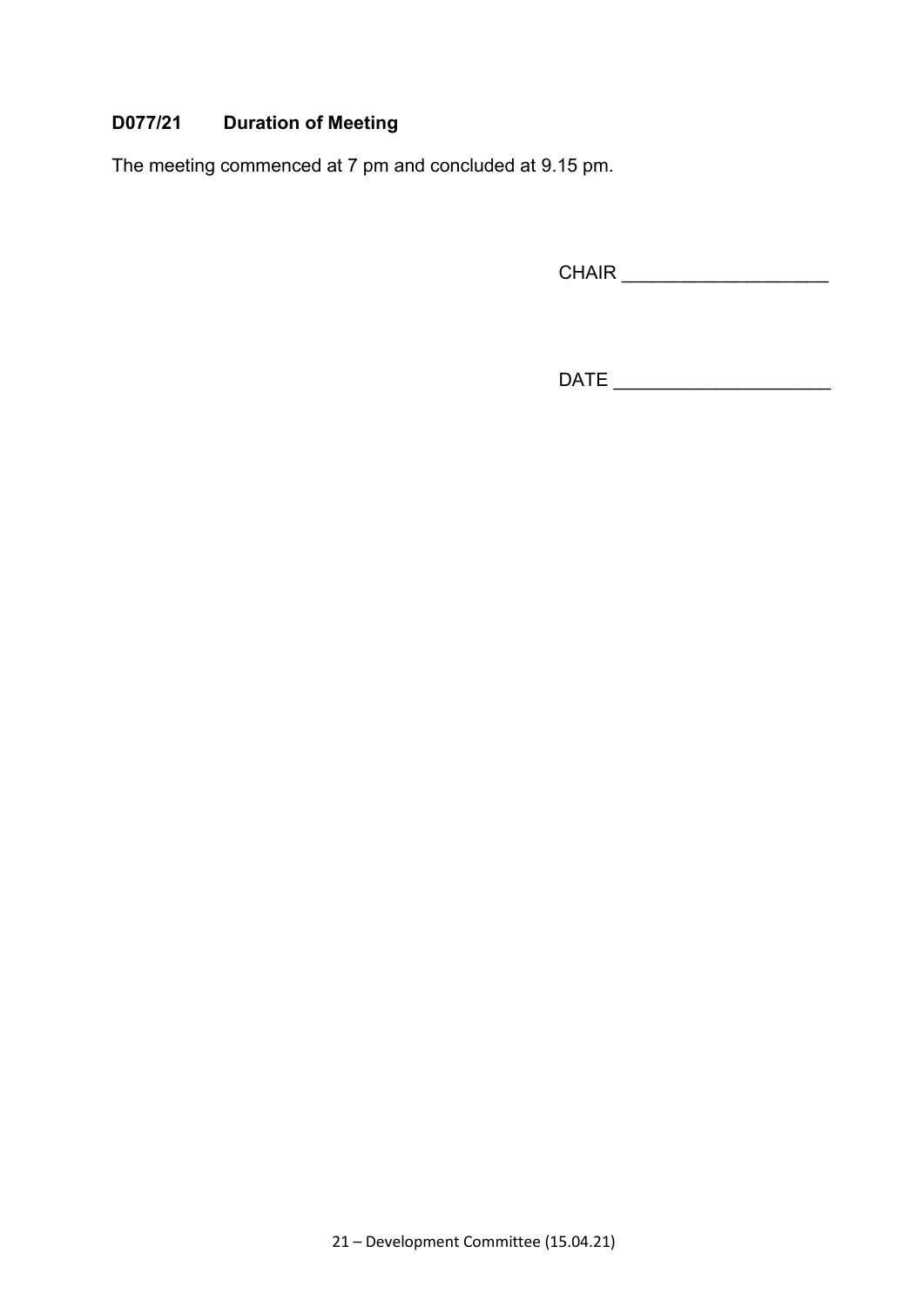**D077/21 Duration of Meeting**

The meeting commenced at 7 pm and concluded at 9.15 pm.

CHAIR ____________________

DATE _____________________